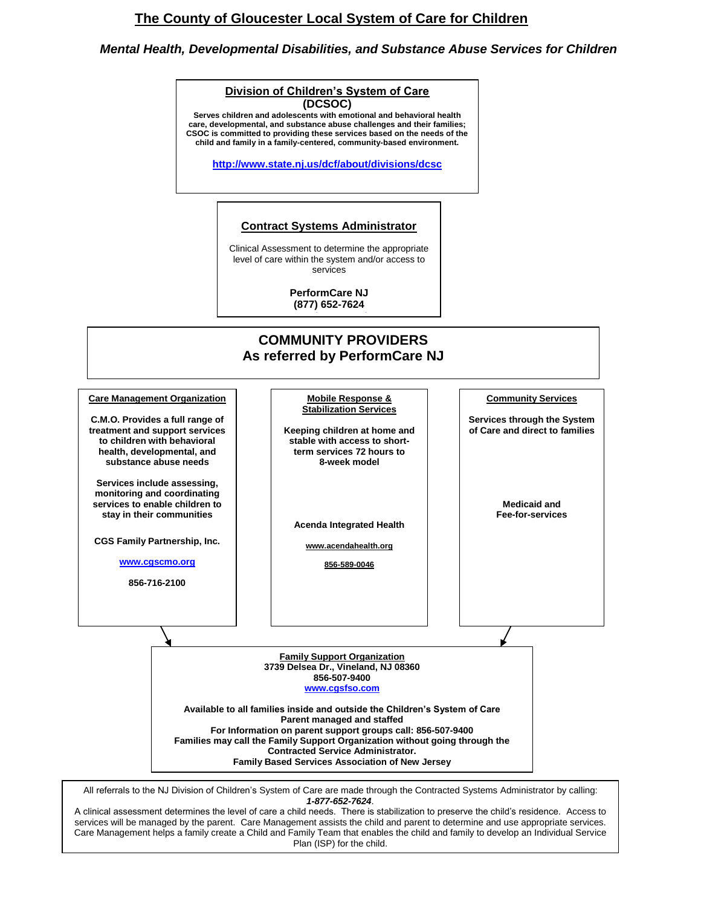# The County of Gloucester Local System of Care for Children

***Mental Health, Developmental Disabilities, and Substance Abuse Services for Children***

## Division of Children's System of Care (DCSOC)

**Serves children and adolescents with emotional and behavioral health care, developmental, and substance abuse challenges and their families; CSOC is committed to providing these services based on the needs of the child and family in a family-centered, community-based environment.**

**http://www.state.nj.us/dcf/about/divisions/dcsc**

## Contract Systems Administrator

Clinical Assessment to determine the appropriate level of care within the system and/or access to services

**PerformCare NJ**
**(877) 652-7624**

## COMMUNITY PROVIDERS
## As referred by PerformCare NJ

### Care Management Organization

**C.M.O. Provides a full range of treatment and support services to children with behavioral health, developmental, and substance abuse needs**

**Services include assessing, monitoring and coordinating services to enable children to stay in their communities**

**CGS Family Partnership, Inc.**

**www.cgscmo.org**

**856-716-2100**

### Mobile Response & Stabilization Services

**Keeping children at home and stable with access to short-term services 72 hours to 8-week model**

**Acenda Integrated Health**

**www.acendahealth.org**

**856-589-0046**

### Community Services

**Services through the System of Care and direct to families**

**Medicaid and Fee-for-services**

### Family Support Organization

**3739 Delsea Dr., Vineland, NJ 08360**
**856-507-9400**
**www.cgsfso.com**

**Available to all families inside and outside the Children's System of Care**
**Parent managed and staffed**
**For Information on parent support groups call: 856-507-9400**
**Families may call the Family Support Organization without going through the Contracted Service Administrator.**
**Family Based Services Association of New Jersey**

---

All referrals to the NJ Division of Children's System of Care are made through the Contracted Systems Administrator by calling: ***1-877-652-7624***.
A clinical assessment determines the level of care a child needs. There is stabilization to preserve the child's residence. Access to services will be managed by the parent. Care Management assists the child and parent to determine and use appropriate services. Care Management helps a family create a Child and Family Team that enables the child and family to develop an Individual Service Plan (ISP) for the child.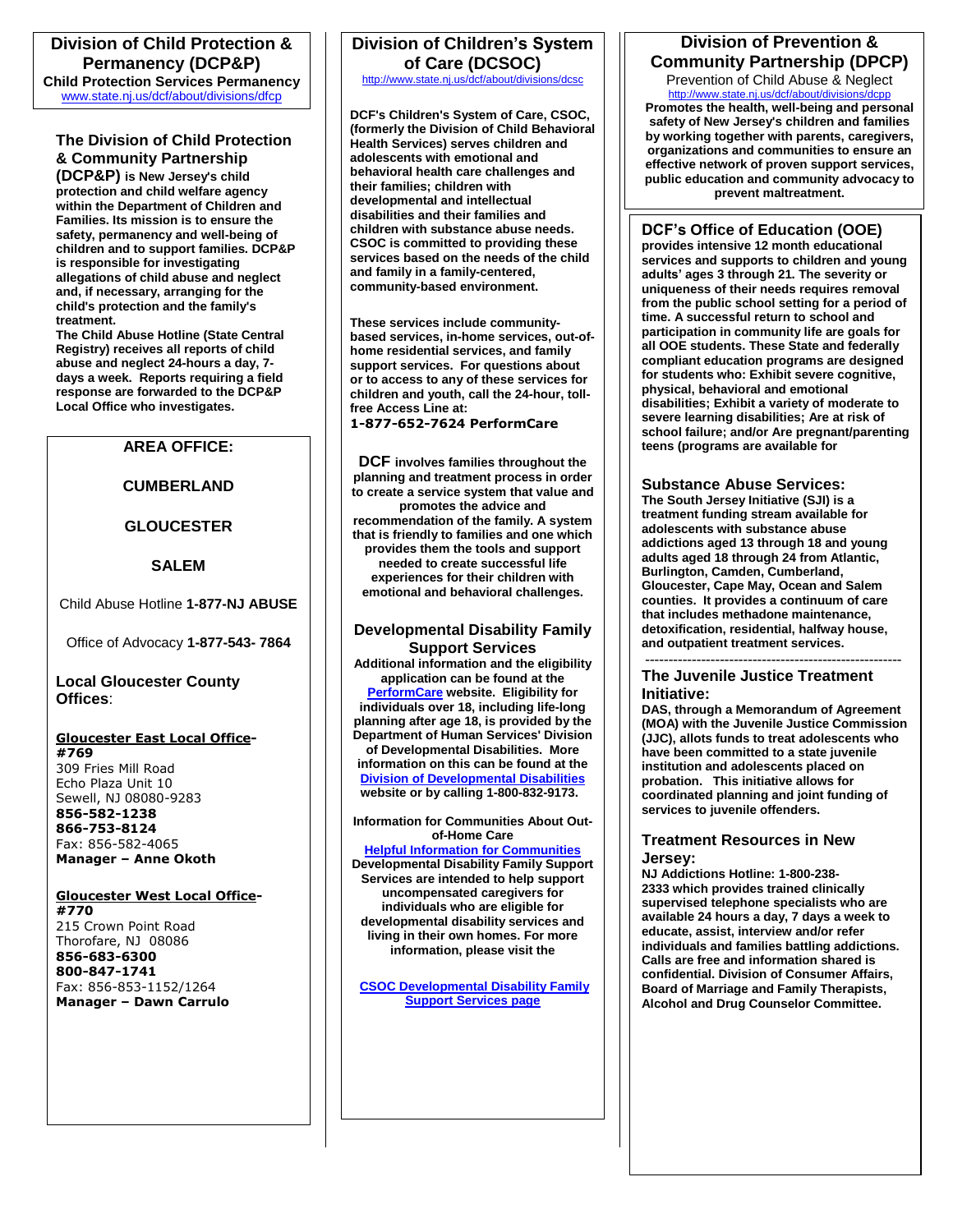## Division of Child Protection & Permanency (DCP&P)

**Child Protection Services Permanency**
www.state.nj.us/dcf/about/divisions/dfcp

### The Division of Child Protection & Community Partnership

**(DCP&P) is New Jersey's child protection and child welfare agency within the Department of Children and Families. Its mission is to ensure the safety, permanency and well-being of children and to support families. DCP&P is responsible for investigating allegations of child abuse and neglect and, if necessary, arranging for the child's protection and the family's treatment.**

**The Child Abuse Hotline (State Central Registry) receives all reports of child abuse and neglect 24-hours a day, 7-days a week. Reports requiring a field response are forwarded to the DCP&P Local Office who investigates.**

**AREA OFFICE:**

**CUMBERLAND**

**GLOUCESTER**

**SALEM**

Child Abuse Hotline **1-877-NJ ABUSE**

Office of Advocacy **1-877-543- 7864**

### Local Gloucester County Offices:

**Gloucester East Local Office- #769**
309 Fries Mill Road
Echo Plaza Unit 10
Sewell, NJ 08080-9283
**856-582-1238**
**866-753-8124**
Fax: 856-582-4065
**Manager – Anne Okoth**

**Gloucester West Local Office- #770**
215 Crown Point Road
Thorofare, NJ 08086
**856-683-6300**
**800-847-1741**
Fax: 856-853-1152/1264
**Manager – Dawn Carrulo**

## Division of Children's System of Care (DCSOC)

http://www.state.nj.us/dcf/about/divisions/dcsc

**DCF's Children's System of Care, CSOC, (formerly the Division of Child Behavioral Health Services) serves children and adolescents with emotional and behavioral health care challenges and their families; children with developmental and intellectual disabilities and their families and children with substance abuse needs. CSOC is committed to providing these services based on the needs of the child and family in a family-centered, community-based environment.**

**These services include community-based services, in-home services, out-of-home residential services, and family support services. For questions about or to access to any of these services for children and youth, call the 24-hour, toll-free Access Line at:**
**1-877-652-7624 PerformCare**

**DCF involves families throughout the planning and treatment process in order to create a service system that value and promotes the advice and recommendation of the family. A system that is friendly to families and one which provides them the tools and support needed to create successful life experiences for their children with emotional and behavioral challenges.**

### Developmental Disability Family Support Services

**Additional information and the eligibility application can be found at the PerformCare website. Eligibility for individuals over 18, including life-long planning after age 18, is provided by the Department of Human Services' Division of Developmental Disabilities. More information on this can be found at the Division of Developmental Disabilities website or by calling 1-800-832-9173.**

**Information for Communities About Out-of-Home Care**
**Helpful Information for Communities**
**Developmental Disability Family Support Services are intended to help support uncompensated caregivers for individuals who are eligible for developmental disability services and living in their own homes. For more information, please visit the**

**CSOC Developmental Disability Family Support Services page**

## Division of Prevention & Community Partnership (DPCP)

Prevention of Child Abuse & Neglect
http://www.state.nj.us/dcf/about/divisions/dcpp

**Promotes the health, well-being and personal safety of New Jersey's children and families by working together with parents, caregivers, organizations and communities to ensure an effective network of proven support services, public education and community advocacy to prevent maltreatment.**

### DCF's Office of Education (OOE)

**provides intensive 12 month educational services and supports to children and young adults' ages 3 through 21. The severity or uniqueness of their needs requires removal from the public school setting for a period of time. A successful return to school and participation in community life are goals for all OOE students. These State and federally compliant education programs are designed for students who: Exhibit severe cognitive, physical, behavioral and emotional disabilities; Exhibit a variety of moderate to severe learning disabilities; Are at risk of school failure; and/or Are pregnant/parenting teens (programs are available for**

### Substance Abuse Services:

**The South Jersey Initiative (SJI) is a treatment funding stream available for adolescents with substance abuse addictions aged 13 through 18 and young adults aged 18 through 24 from Atlantic, Burlington, Camden, Cumberland, Gloucester, Cape May, Ocean and Salem counties. It provides a continuum of care that includes methadone maintenance, detoxification, residential, halfway house, and outpatient treatment services.**

---

### The Juvenile Justice Treatment Initiative:

**DAS, through a Memorandum of Agreement (MOA) with the Juvenile Justice Commission (JJC), allots funds to treat adolescents who have been committed to a state juvenile institution and adolescents placed on probation. This initiative allows for coordinated planning and joint funding of services to juvenile offenders.**

### Treatment Resources in New Jersey:

**NJ Addictions Hotline: 1-800-238-2333 which provides trained clinically supervised telephone specialists who are available 24 hours a day, 7 days a week to educate, assist, interview and/or refer individuals and families battling addictions. Calls are free and information shared is confidential. Division of Consumer Affairs, Board of Marriage and Family Therapists, Alcohol and Drug Counselor Committee.**